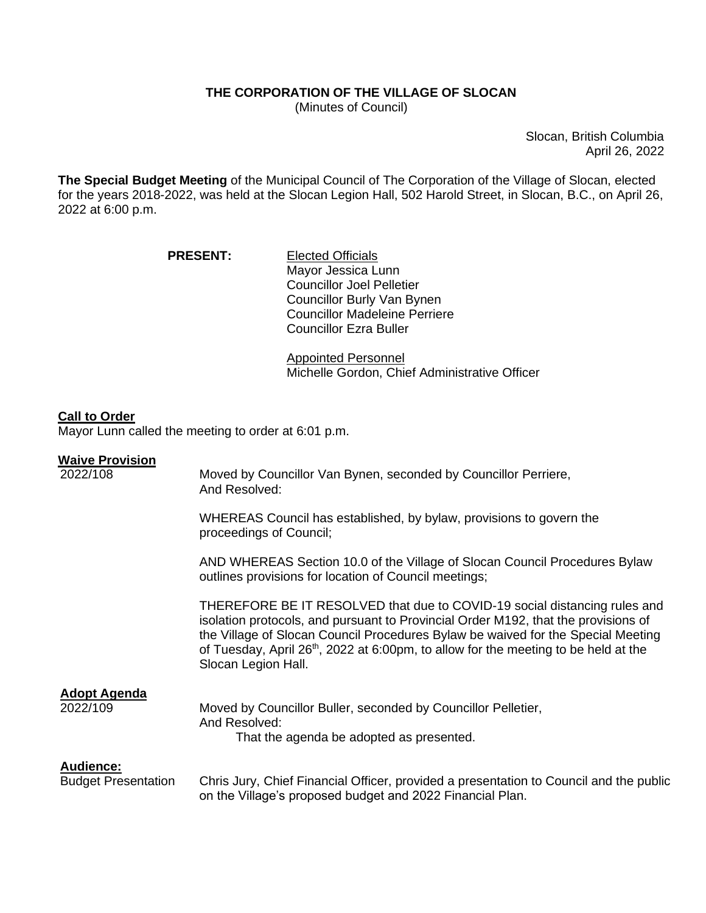**THE CORPORATION OF THE VILLAGE OF SLOCAN**
(Minutes of Council)

Slocan, British Columbia
April 26, 2022

**The Special Budget Meeting** of the Municipal Council of The Corporation of the Village of Slocan, elected for the years 2018-2022, was held at the Slocan Legion Hall, 502 Harold Street, in Slocan, B.C., on April 26, 2022 at 6:00 p.m.

**PRESENT:**

Elected Officials
Mayor Jessica Lunn
Councillor Joel Pelletier
Councillor Burly Van Bynen
Councillor Madeleine Perriere
Councillor Ezra Buller

Appointed Personnel
Michelle Gordon, Chief Administrative Officer

**Call to Order**
Mayor Lunn called the meeting to order at 6:01 p.m.

**Waive Provision**
2022/108

Moved by Councillor Van Bynen, seconded by Councillor Perriere,
And Resolved:

WHEREAS Council has established, by bylaw, provisions to govern the proceedings of Council;

AND WHEREAS Section 10.0 of the Village of Slocan Council Procedures Bylaw outlines provisions for location of Council meetings;

THEREFORE BE IT RESOLVED that due to COVID-19 social distancing rules and isolation protocols, and pursuant to Provincial Order M192, that the provisions of the Village of Slocan Council Procedures Bylaw be waived for the Special Meeting of Tuesday, April 26th, 2022 at 6:00pm, to allow for the meeting to be held at the Slocan Legion Hall.

**Adopt Agenda**
2022/109

Moved by Councillor Buller, seconded by Councillor Pelletier,
And Resolved:
That the agenda be adopted as presented.

**Audience:**
Budget Presentation

Chris Jury, Chief Financial Officer, provided a presentation to Council and the public on the Village's proposed budget and 2022 Financial Plan.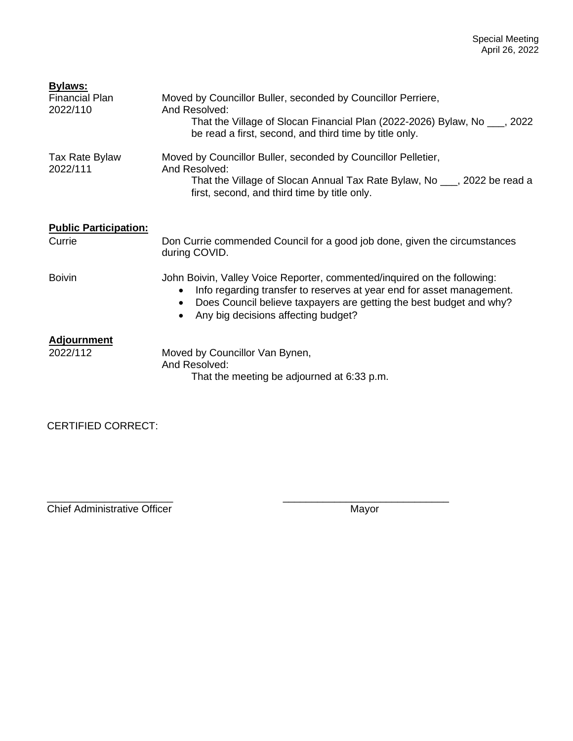**Bylaws:**

Financial Plan
2022/110

Moved by Councillor Buller, seconded by Councillor Perriere,
And Resolved:

That the Village of Slocan Financial Plan (2022-2026) Bylaw, No ___, 2022 be read a first, second, and third time by title only.

Tax Rate Bylaw
2022/111

Moved by Councillor Buller, seconded by Councillor Pelletier,
And Resolved:

That the Village of Slocan Annual Tax Rate Bylaw, No ___, 2022 be read a first, second, and third time by title only.

**Public Participation:**

Currie

Don Currie commended Council for a good job done, given the circumstances during COVID.

Boivin

John Boivin, Valley Voice Reporter, commented/inquired on the following:

- Info regarding transfer to reserves at year end for asset management.
- Does Council believe taxpayers are getting the best budget and why?
- Any big decisions affecting budget?

**Adjournment**

2022/112

Moved by Councillor Van Bynen,
And Resolved:

That the meeting be adjourned at 6:33 p.m.

CERTIFIED CORRECT:

______________________
Chief Administrative Officer

______________________________
Mayor